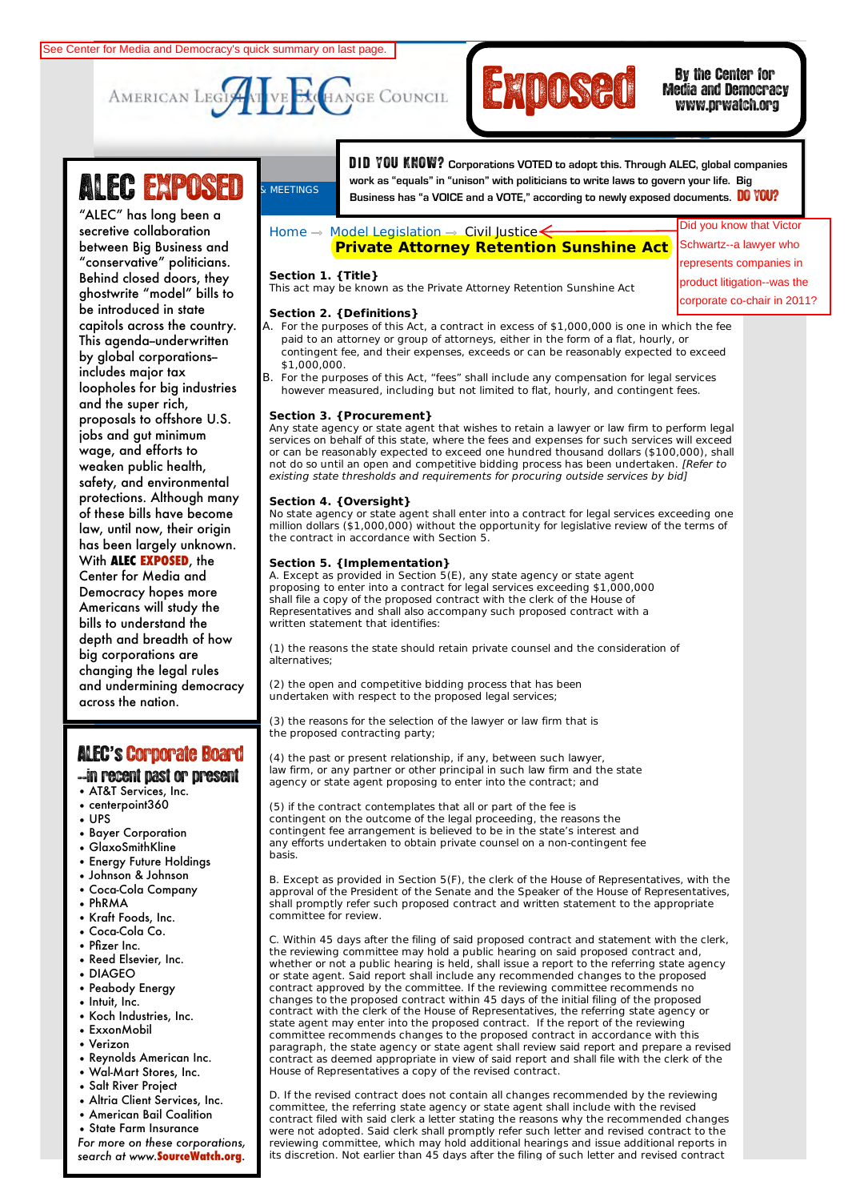See Center for Media and Democracy's quick summary on last page.

AMERICAN LEGISLATIVE EXCHANGE COUNCIL

**Exposed** By the Center for Media and Democracy www.prwatch.org

**DID YOU KNOW?** Corporations VOTED to adopt this. Through ALEC, global companies work as "equals" in "unison" with politicians to write laws to govern your life. Big Business has "a VOICE and a VOTE," according to newly exposed documents. **DO YOU?**

# ALEC EXPOSED

"ALEC" has long been a secretive collaboration between Big Business and "conservative" politicians. Behind closed doors, they ghostwrite "model" bills to be introduced in state capitols across the country. This agenda–underwritten by global corporations–includes major tax loopholes for big industries and the super rich, proposals to offshore U.S. jobs and gut minimum wage, and efforts to weaken public health, safety, and environmental protections. Although many of these bills have become law, until now, their origin has been largely unknown. With **ALEC EXPOSED**, the Center for Media and Democracy hopes more Americans will study the bills to understand the depth and breadth of how big corporations are changing the legal rules and undermining democracy across the nation.

## ALEC's Corporate Board

### --in recent past or present

- AT&T Services, Inc.
- centerpoint360
- UPS
- Bayer Corporation
- GlaxoSmithKline
- Energy Future Holdings
- Johnson & Johnson
- Coca-Cola Company
- PhRMA
- Kraft Foods, Inc.
- Coca-Cola Co.
- Pfizer Inc.
- Reed Elsevier, Inc.
- DIAGEO
- Peabody Energy
- Intuit, Inc.
- Koch Industries, Inc.
- ExxonMobil
- Verizon
- Reynolds American Inc.
- Wal-Mart Stores, Inc.
- Salt River Project
- Altria Client Services, Inc.
- American Bail Coalition
- State Farm Insurance

*For more on these corporations, search at www.**SourceWatch.org**.*

& MEETINGS

Home → Model Legislation → Civil Justice

Did you know that Victor Schwartz--a lawyer who represents companies in product litigation--was the corporate co-chair in 2011?

# Private Attorney Retention Sunshine Act

**Section 1. {Title}**
This act may be known as the Private Attorney Retention Sunshine Act

**Section 2. {Definitions}**

A. For the purposes of this Act, a contract in excess of $1,000,000 is one in which the fee paid to an attorney or group of attorneys, either in the form of a flat, hourly, or contingent fee, and their expenses, exceeds or can be reasonably expected to exceed $1,000,000.

B. For the purposes of this Act, "fees" shall include any compensation for legal services however measured, including but not limited to flat, hourly, and contingent fees.

**Section 3. {Procurement}**
Any state agency or state agent that wishes to retain a lawyer or law firm to perform legal services on behalf of this state, where the fees and expenses for such services will exceed or can be reasonably expected to exceed one hundred thousand dollars ($100,000), shall not do so until an open and competitive bidding process has been undertaken. *[Refer to existing state thresholds and requirements for procuring outside services by bid]*

**Section 4. {Oversight}**
No state agency or state agent shall enter into a contract for legal services exceeding one million dollars ($1,000,000) without the opportunity for legislative review of the terms of the contract in accordance with Section 5.

**Section 5. {Implementation}**
A. Except as provided in Section 5(E), any state agency or state agent proposing to enter into a contract for legal services exceeding $1,000,000 shall file a copy of the proposed contract with the clerk of the House of Representatives and shall also accompany such proposed contract with a written statement that identifies:

(1) the reasons the state should retain private counsel and the consideration of alternatives;

(2) the open and competitive bidding process that has been undertaken with respect to the proposed legal services;

(3) the reasons for the selection of the lawyer or law firm that is the proposed contracting party;

(4) the past or present relationship, if any, between such lawyer, law firm, or any partner or other principal in such law firm and the state agency or state agent proposing to enter into the contract; and

(5) if the contract contemplates that all or part of the fee is contingent on the outcome of the legal proceeding, the reasons the contingent fee arrangement is believed to be in the state's interest and any efforts undertaken to obtain private counsel on a non-contingent fee basis.

B. Except as provided in Section 5(F), the clerk of the House of Representatives, with the approval of the President of the Senate and the Speaker of the House of Representatives, shall promptly refer such proposed contract and written statement to the appropriate committee for review.

C. Within 45 days after the filing of said proposed contract and statement with the clerk, the reviewing committee may hold a public hearing on said proposed contract and, whether or not a public hearing is held, shall issue a report to the referring state agency or state agent. Said report shall include any recommended changes to the proposed contract approved by the committee. If the reviewing committee recommends no changes to the proposed contract within 45 days of the initial filing of the proposed contract with the clerk of the House of Representatives, the referring state agency or state agent may enter into the proposed contract. If the report of the reviewing committee recommends changes to the proposed contract in accordance with this paragraph, the state agency or state agent shall review said report and prepare a revised contract as deemed appropriate in view of said report and shall file with the clerk of the House of Representatives a copy of the revised contract.

D. If the revised contract does not contain all changes recommended by the reviewing committee, the referring state agency or state agent shall include with the revised contract filed with said clerk a letter stating the reasons why the recommended changes were not adopted. Said clerk shall promptly refer such letter and revised contract to the reviewing committee, which may hold additional hearings and issue additional reports in its discretion. Not earlier than 45 days after the filing of such letter and revised contract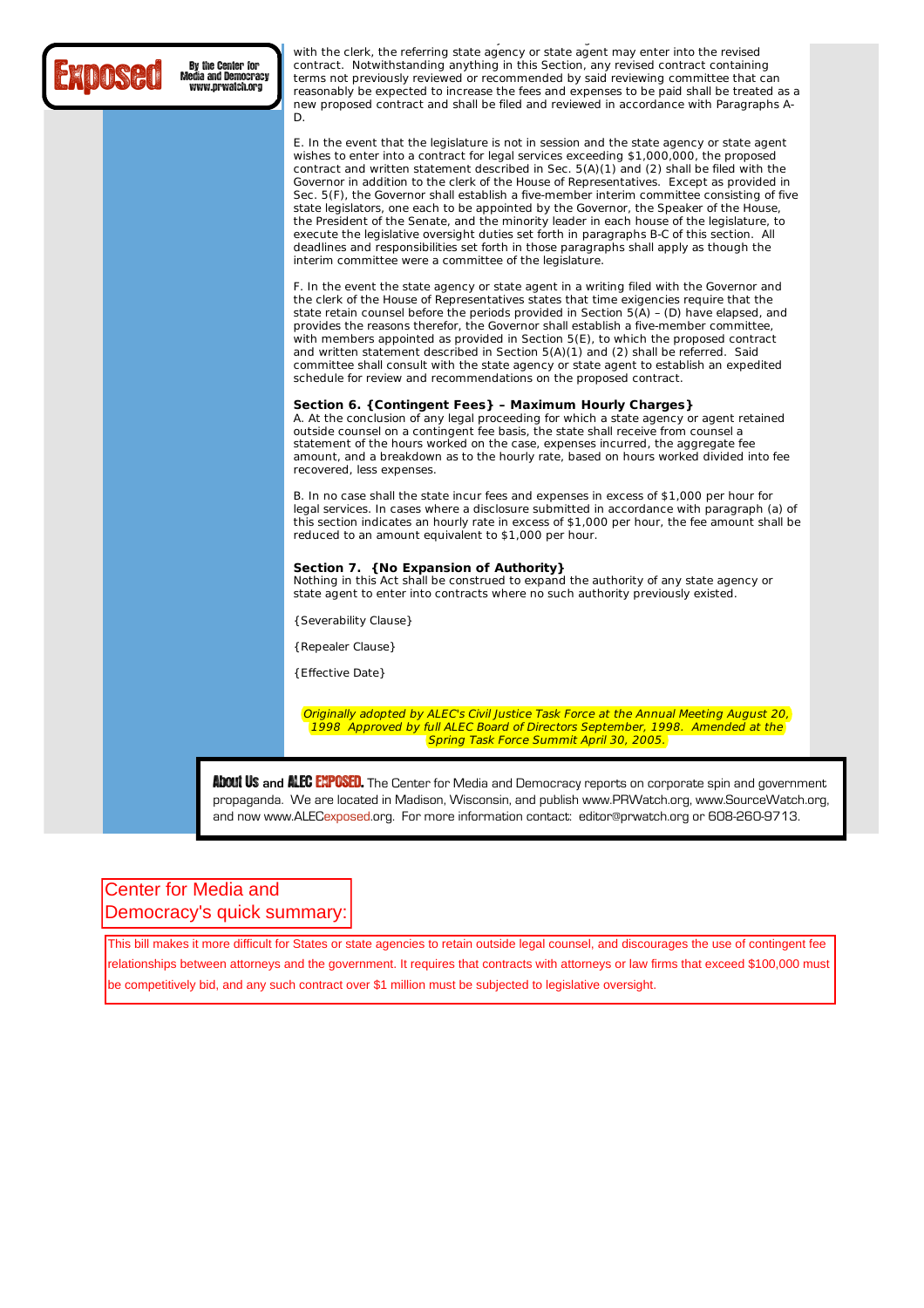with the clerk, the referring state agency or state agent may enter into the revised contract. Notwithstanding anything in this Section, any revised contract containing terms not previously reviewed or recommended by said reviewing committee that can reasonably be expected to increase the fees and expenses to be paid shall be treated as a new proposed contract and shall be filed and reviewed in accordance with Paragraphs A-D.

E. In the event that the legislature is not in session and the state agency or state agent wishes to enter into a contract for legal services exceeding $1,000,000, the proposed contract and written statement described in Sec. 5(A)(1) and (2) shall be filed with the Governor in addition to the clerk of the House of Representatives. Except as provided in Sec. 5(F), the Governor shall establish a five-member interim committee consisting of five state legislators, one each to be appointed by the Governor, the Speaker of the House, the President of the Senate, and the minority leader in each house of the legislature, to execute the legislative oversight duties set forth in paragraphs B-C of this section. All deadlines and responsibilities set forth in those paragraphs shall apply as though the interim committee were a committee of the legislature.

F. In the event the state agency or state agent in a writing filed with the Governor and the clerk of the House of Representatives states that time exigencies require that the state retain counsel before the periods provided in Section 5(A) – (D) have elapsed, and provides the reasons therefor, the Governor shall establish a five-member committee, with members appointed as provided in Section 5(E), to which the proposed contract and written statement described in Section 5(A)(1) and (2) shall be referred. Said committee shall consult with the state agency or state agent to establish an expedited schedule for review and recommendations on the proposed contract.

**Section 6. {Contingent Fees} – Maximum Hourly Charges}**

A. At the conclusion of any legal proceeding for which a state agency or agent retained outside counsel on a contingent fee basis, the state shall receive from counsel a statement of the hours worked on the case, expenses incurred, the aggregate fee amount, and a breakdown as to the hourly rate, based on hours worked divided into fee recovered, less expenses.

B. In no case shall the state incur fees and expenses in excess of $1,000 per hour for legal services. In cases where a disclosure submitted in accordance with paragraph (a) of this section indicates an hourly rate in excess of $1,000 per hour, the fee amount shall be reduced to an amount equivalent to $1,000 per hour.

**Section 7. {No Expansion of Authority}**

Nothing in this Act shall be construed to expand the authority of any state agency or state agent to enter into contracts where no such authority previously existed.

{Severability Clause}

{Repealer Clause}

{Effective Date}

*Originally adopted by ALEC's Civil Justice Task Force at the Annual Meeting August 20, 1998 Approved by full ALEC Board of Directors September, 1998. Amended at the Spring Task Force Summit April 30, 2005.*

**About Us** and **ALEC EXPOSED.** The Center for Media and Democracy reports on corporate spin and government propaganda. We are located in Madison, Wisconsin, and publish www.PRWatch.org, www.SourceWatch.org, and now www.ALECexposed.org. For more information contact: editor@prwatch.org or 608-260-9713.

## Center for Media and Democracy's quick summary:

This bill makes it more difficult for States or state agencies to retain outside legal counsel, and discourages the use of contingent fee relationships between attorneys and the government. It requires that contracts with attorneys or law firms that exceed $100,000 must be competitively bid, and any such contract over $1 million must be subjected to legislative oversight.